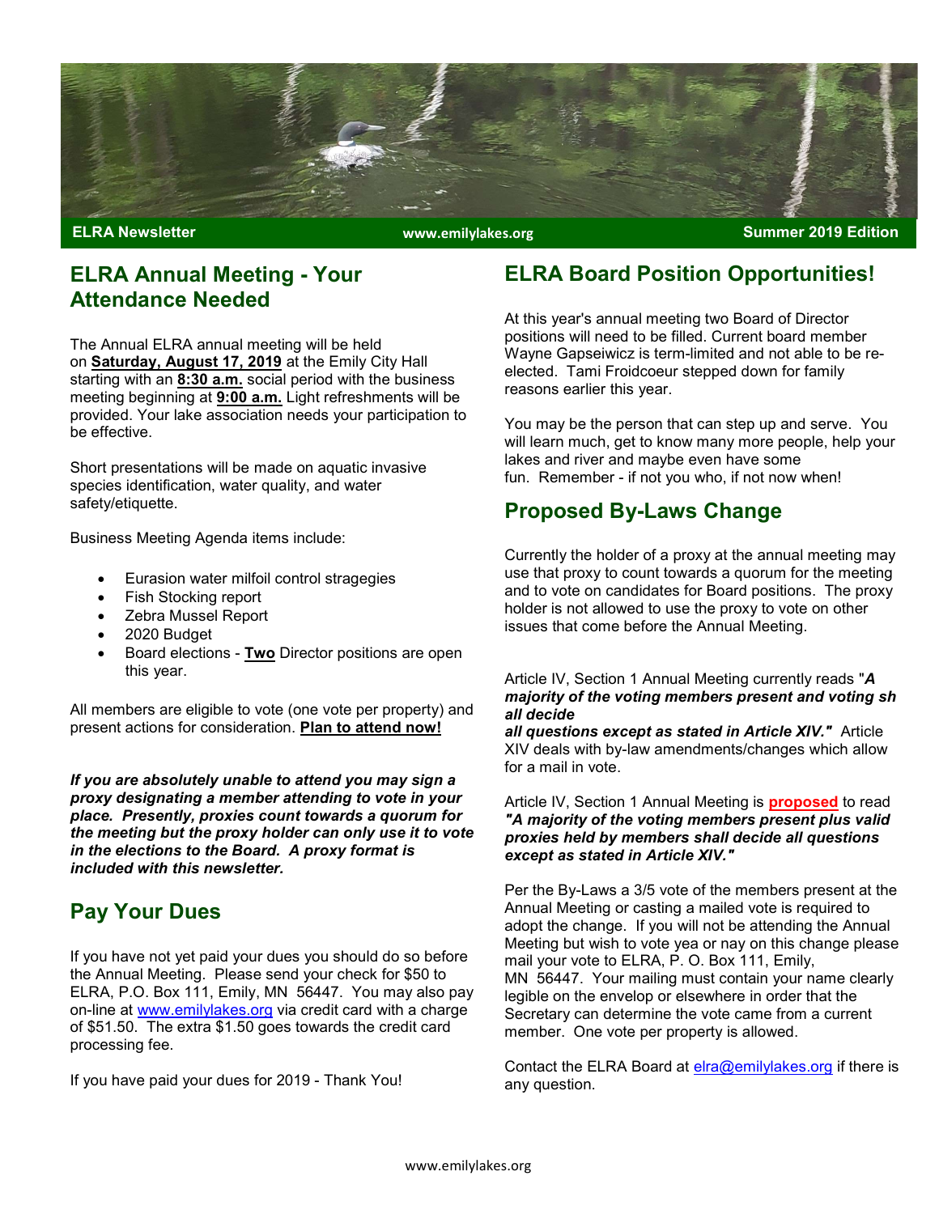**ELRA Newsletter** www.emilylakes.org **Summer 2019 Edition**

## ELRA Annual Meeting - Your Attendance Needed

The Annual ELRA annual meeting will be held on **Saturday, August 17, 2019** at the Emily City Hall starting with an **8:30 a.m.** social period with the business meeting beginning at **9:00 a.m.** Light refreshments will be provided. Your lake association needs your participation to be effective.

Short presentations will be made on aquatic invasive species identification, water quality, and water safety/etiquette.

Business Meeting Agenda items include:

- Eurasion water milfoil control stragegies
- Fish Stocking report
- Zebra Mussel Report
- 2020 Budget
- Board elections - **Two** Director positions are open this year.

All members are eligible to vote (one vote per property) and present actions for consideration. **Plan to attend now!**

***If you are absolutely unable to attend you may sign a proxy designating a member attending to vote in your place. Presently, proxies count towards a quorum for the meeting but the proxy holder can only use it to vote in the elections to the Board. A proxy format is included with this newsletter.***

## Pay Your Dues

If you have not yet paid your dues you should do so before the Annual Meeting. Please send your check for $50 to ELRA, P.O. Box 111, Emily, MN 56447. You may also pay on-line at www.emilylakes.org via credit card with a charge of $51.50. The extra $1.50 goes towards the credit card processing fee.

If you have paid your dues for 2019 - Thank You!

## ELRA Board Position Opportunities!

At this year's annual meeting two Board of Director positions will need to be filled. Current board member Wayne Gapseiwicz is term-limited and not able to be re-elected. Tami Froidcoeur stepped down for family reasons earlier this year.

You may be the person that can step up and serve. You will learn much, get to know many more people, help your lakes and river and maybe even have some fun. Remember - if not you who, if not now when!

## Proposed By-Laws Change

Currently the holder of a proxy at the annual meeting may use that proxy to count towards a quorum for the meeting and to vote on candidates for Board positions. The proxy holder is not allowed to use the proxy to vote on other issues that come before the Annual Meeting.

Article IV, Section 1 Annual Meeting currently reads "***A majority of the voting members present and voting sh all decide all questions except as stated in Article XIV."*** Article XIV deals with by-law amendments/changes which allow for a mail in vote.

Article IV, Section 1 Annual Meeting is **proposed** to read ***"A majority of the voting members present plus valid proxies held by members shall decide all questions except as stated in Article XIV."***

Per the By-Laws a 3/5 vote of the members present at the Annual Meeting or casting a mailed vote is required to adopt the change. If you will not be attending the Annual Meeting but wish to vote yea or nay on this change please mail your vote to ELRA, P. O. Box 111, Emily, MN 56447. Your mailing must contain your name clearly legible on the envelop or elsewhere in order that the Secretary can determine the vote came from a current member. One vote per property is allowed.

Contact the ELRA Board at elra@emilylakes.org if there is any question.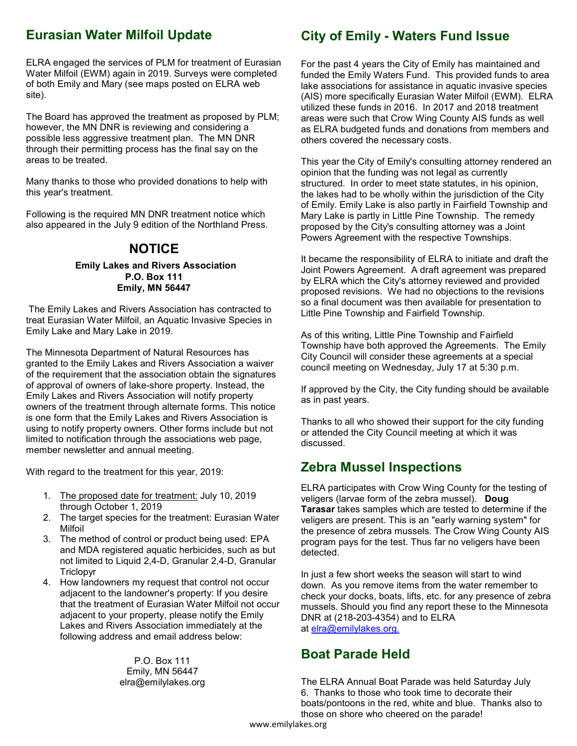## Eurasian Water Milfoil Update

ELRA engaged the services of PLM for treatment of Eurasian Water Milfoil (EWM) again in 2019. Surveys were completed of both Emily and Mary (see maps posted on ELRA web site).

The Board has approved the treatment as proposed by PLM; however, the MN DNR is reviewing and considering a possible less aggressive treatment plan. The MN DNR through their permitting process has the final say on the areas to be treated.

Many thanks to those who provided donations to help with this year's treatment.

Following is the required MN DNR treatment notice which also appeared in the July 9 edition of the Northland Press.

### NOTICE

**Emily Lakes and Rivers Association**
**P.O. Box 111**
**Emily, MN 56447**

The Emily Lakes and Rivers Association has contracted to treat Eurasian Water Milfoil, an Aquatic Invasive Species in Emily Lake and Mary Lake in 2019.

The Minnesota Department of Natural Resources has granted to the Emily Lakes and Rivers Association a waiver of the requirement that the association obtain the signatures of approval of owners of lake-shore property. Instead, the Emily Lakes and Rivers Association will notify property owners of the treatment through alternate forms. This notice is one form that the Emily Lakes and Rivers Association is using to notify property owners. Other forms include but not limited to notification through the associations web page, member newsletter and annual meeting.

With regard to the treatment for this year, 2019:

1. The proposed date for treatment: July 10, 2019 through October 1, 2019
2. The target species for the treatment: Eurasian Water Milfoil
3. The method of control or product being used: EPA and MDA registered aquatic herbicides, such as but not limited to Liquid 2,4-D, Granular 2,4-D, Granular Triclopyr
4. How landowners my request that control not occur adjacent to the landowner's property: If you desire that the treatment of Eurasian Water Milfoil not occur adjacent to your property, please notify the Emily Lakes and Rivers Association immediately at the following address and email address below:

P.O. Box 111
Emily, MN 56447
elra@emilylakes.org

## City of Emily - Waters Fund Issue

For the past 4 years the City of Emily has maintained and funded the Emily Waters Fund. This provided funds to area lake associations for assistance in aquatic invasive species (AIS) more specifically Eurasian Water Milfoil (EWM). ELRA utilized these funds in 2016. In 2017 and 2018 treatment areas were such that Crow Wing County AIS funds as well as ELRA budgeted funds and donations from members and others covered the necessary costs.

This year the City of Emily's consulting attorney rendered an opinion that the funding was not legal as currently structured. In order to meet state statutes, in his opinion, the lakes had to be wholly within the jurisdiction of the City of Emily. Emily Lake is also partly in Fairfield Township and Mary Lake is partly in Little Pine Township. The remedy proposed by the City's consulting attorney was a Joint Powers Agreement with the respective Townships.

It became the responsibility of ELRA to initiate and draft the Joint Powers Agreement. A draft agreement was prepared by ELRA which the City's attorney reviewed and provided proposed revisions. We had no objections to the revisions so a final document was then available for presentation to Little Pine Township and Fairfield Township.

As of this writing, Little Pine Township and Fairfield Township have both approved the Agreements. The Emily City Council will consider these agreements at a special council meeting on Wednesday, July 17 at 5:30 p.m.

If approved by the City, the City funding should be available as in past years.

Thanks to all who showed their support for the city funding or attended the City Council meeting at which it was discussed.

## Zebra Mussel Inspections

ELRA participates with Crow Wing County for the testing of veligers (larvae form of the zebra mussel). **Doug Tarasar** takes samples which are tested to determine if the veligers are present. This is an "early warning system" for the presence of zebra mussels. The Crow Wing County AIS program pays for the test. Thus far no veligers have been detected.

In just a few short weeks the season will start to wind down. As you remove items from the water remember to check your docks, boats, lifts, etc. for any presence of zebra mussels. Should you find any report these to the Minnesota DNR at (218-203-4354) and to ELRA at elra@emilylakes.org.

## Boat Parade Held

The ELRA Annual Boat Parade was held Saturday July 6. Thanks to those who took time to decorate their boats/pontoons in the red, white and blue. Thanks also to those on shore who cheered on the parade!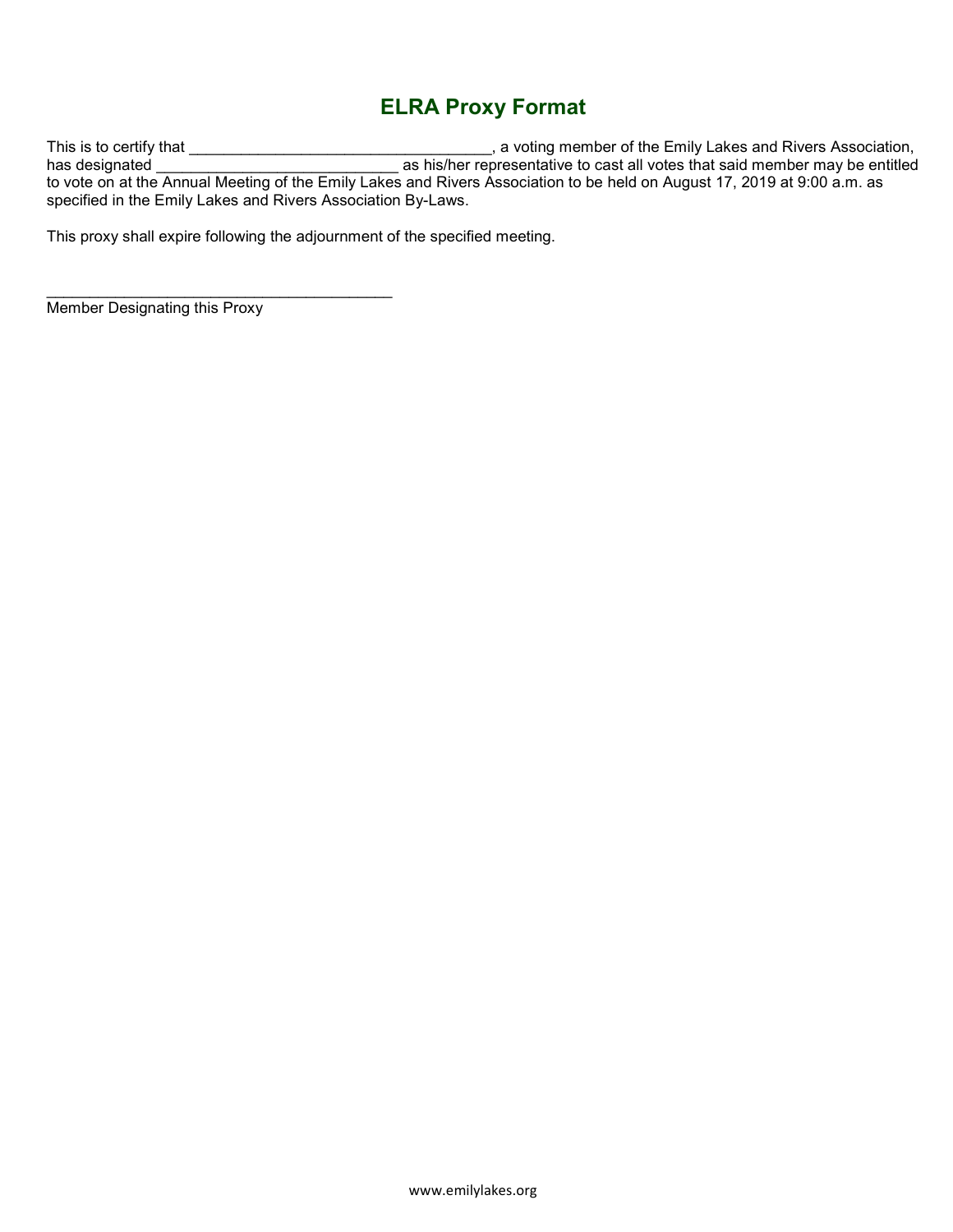# ELRA Proxy Format

This is to certify that ___________________________________, a voting member of the Emily Lakes and Rivers Association, has designated ____________________________ as his/her representative to cast all votes that said member may be entitled to vote on at the Annual Meeting of the Emily Lakes and Rivers Association to be held on August 17, 2019 at 9:00 a.m. as specified in the Emily Lakes and Rivers Association By-Laws.

This proxy shall expire following the adjournment of the specified meeting.

________________________________________
Member Designating this Proxy

www.emilylakes.org